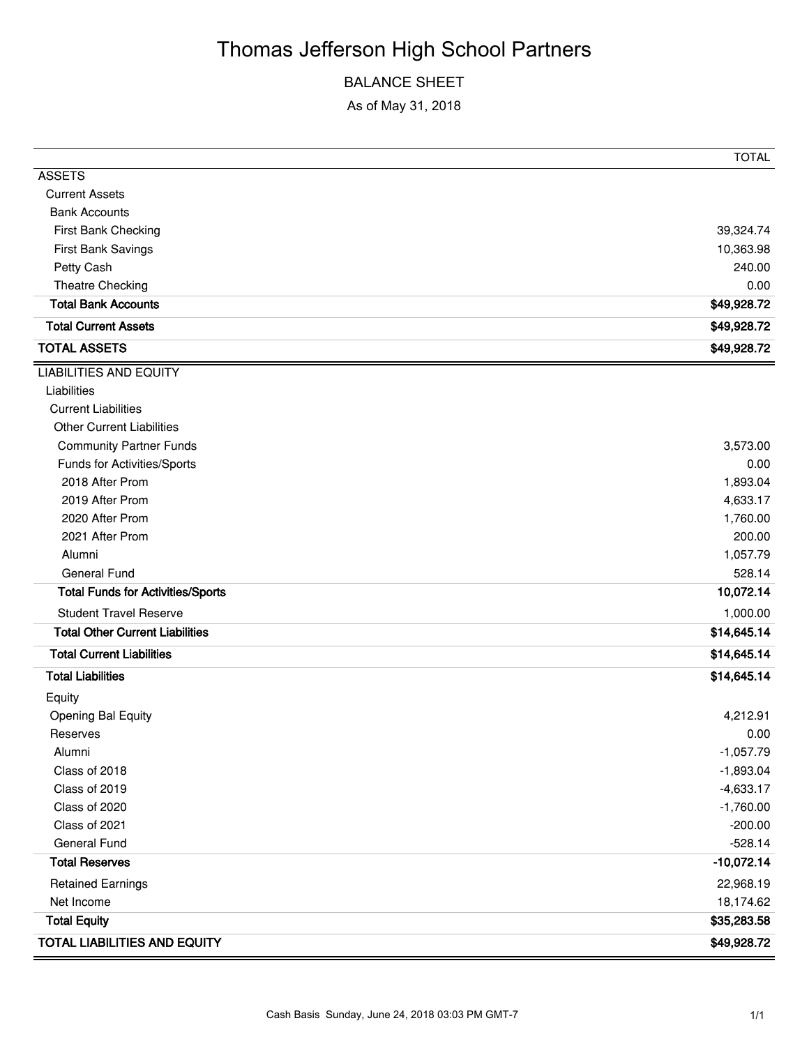# Thomas Jefferson High School Partners

## BALANCE SHEET

As of May 31, 2018

| | TOTAL |
|---|---|
| ASSETS | |
| Current Assets | |
| Bank Accounts | |
| First Bank Checking | 39,324.74 |
| First Bank Savings | 10,363.98 |
| Petty Cash | 240.00 |
| Theatre Checking | 0.00 |
| **Total Bank Accounts** | **$49,928.72** |
| **Total Current Assets** | **$49,928.72** |
| **TOTAL ASSETS** | **$49,928.72** |
| LIABILITIES AND EQUITY | |
| Liabilities | |
| Current Liabilities | |
| Other Current Liabilities | |
| Community Partner Funds | 3,573.00 |
| Funds for Activities/Sports | 0.00 |
| 2018 After Prom | 1,893.04 |
| 2019 After Prom | 4,633.17 |
| 2020 After Prom | 1,760.00 |
| 2021 After Prom | 200.00 |
| Alumni | 1,057.79 |
| General Fund | 528.14 |
| **Total Funds for Activities/Sports** | **10,072.14** |
| Student Travel Reserve | 1,000.00 |
| **Total Other Current Liabilities** | **$14,645.14** |
| **Total Current Liabilities** | **$14,645.14** |
| **Total Liabilities** | **$14,645.14** |
| Equity | |
| Opening Bal Equity | 4,212.91 |
| Reserves | 0.00 |
| Alumni | -1,057.79 |
| Class of 2018 | -1,893.04 |
| Class of 2019 | -4,633.17 |
| Class of 2020 | -1,760.00 |
| Class of 2021 | -200.00 |
| General Fund | -528.14 |
| **Total Reserves** | **-10,072.14** |
| Retained Earnings | 22,968.19 |
| Net Income | 18,174.62 |
| **Total Equity** | **$35,283.58** |
| **TOTAL LIABILITIES AND EQUITY** | **$49,928.72** |

Cash Basis Sunday, June 24, 2018 03:03 PM GMT-7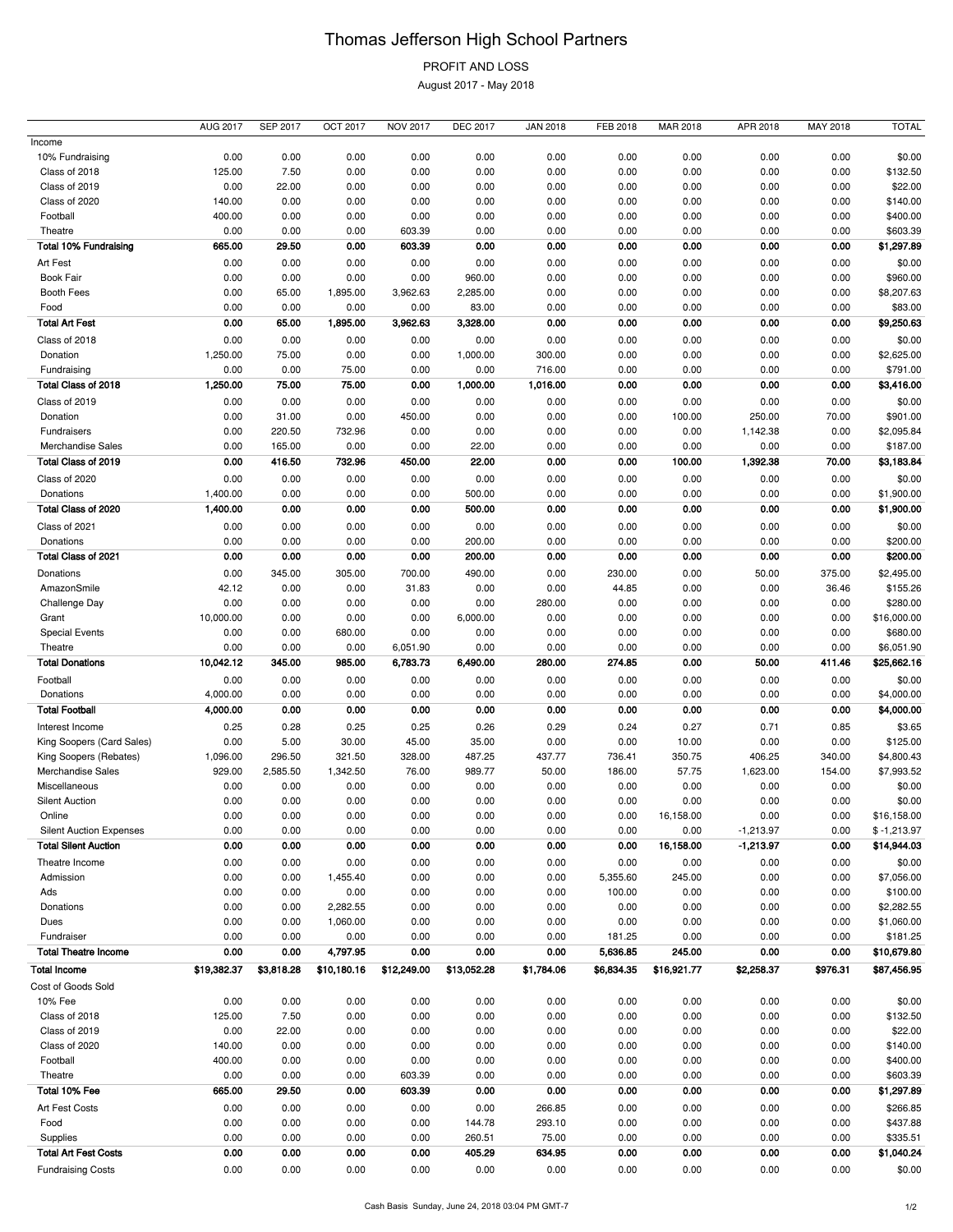# Thomas Jefferson High School Partners

PROFIT AND LOSS

August 2017 - May 2018

| | AUG 2017 | SEP 2017 | OCT 2017 | NOV 2017 | DEC 2017 | JAN 2018 | FEB 2018 | MAR 2018 | APR 2018 | MAY 2018 | TOTAL |
|---|---|---|---|---|---|---|---|---|---|---|---|
| Income | | | | | | | | | | | |
| 10% Fundraising | 0.00 | 0.00 | 0.00 | 0.00 | 0.00 | 0.00 | 0.00 | 0.00 | 0.00 | 0.00 | $0.00 |
| Class of 2018 | 125.00 | 7.50 | 0.00 | 0.00 | 0.00 | 0.00 | 0.00 | 0.00 | 0.00 | 0.00 | $132.50 |
| Class of 2019 | 0.00 | 22.00 | 0.00 | 0.00 | 0.00 | 0.00 | 0.00 | 0.00 | 0.00 | 0.00 | $22.00 |
| Class of 2020 | 140.00 | 0.00 | 0.00 | 0.00 | 0.00 | 0.00 | 0.00 | 0.00 | 0.00 | 0.00 | $140.00 |
| Football | 400.00 | 0.00 | 0.00 | 0.00 | 0.00 | 0.00 | 0.00 | 0.00 | 0.00 | 0.00 | $400.00 |
| Theatre | 0.00 | 0.00 | 0.00 | 603.39 | 0.00 | 0.00 | 0.00 | 0.00 | 0.00 | 0.00 | $603.39 |
| **Total 10% Fundraising** | **665.00** | **29.50** | **0.00** | **603.39** | **0.00** | **0.00** | **0.00** | **0.00** | **0.00** | **0.00** | **$1,297.89** |
| Art Fest | 0.00 | 0.00 | 0.00 | 0.00 | 0.00 | 0.00 | 0.00 | 0.00 | 0.00 | 0.00 | $0.00 |
| Book Fair | 0.00 | 0.00 | 0.00 | 0.00 | 960.00 | 0.00 | 0.00 | 0.00 | 0.00 | 0.00 | $960.00 |
| Booth Fees | 0.00 | 65.00 | 1,895.00 | 3,962.63 | 2,285.00 | 0.00 | 0.00 | 0.00 | 0.00 | 0.00 | $8,207.63 |
| Food | 0.00 | 0.00 | 0.00 | 0.00 | 83.00 | 0.00 | 0.00 | 0.00 | 0.00 | 0.00 | $83.00 |
| **Total Art Fest** | **0.00** | **65.00** | **1,895.00** | **3,962.63** | **3,328.00** | **0.00** | **0.00** | **0.00** | **0.00** | **0.00** | **$9,250.63** |
| Class of 2018 | 0.00 | 0.00 | 0.00 | 0.00 | 0.00 | 0.00 | 0.00 | 0.00 | 0.00 | 0.00 | $0.00 |
| Donation | 1,250.00 | 75.00 | 0.00 | 0.00 | 1,000.00 | 300.00 | 0.00 | 0.00 | 0.00 | 0.00 | $2,625.00 |
| Fundraising | 0.00 | 0.00 | 75.00 | 0.00 | 0.00 | 716.00 | 0.00 | 0.00 | 0.00 | 0.00 | $791.00 |
| **Total Class of 2018** | **1,250.00** | **75.00** | **75.00** | **0.00** | **1,000.00** | **1,016.00** | **0.00** | **0.00** | **0.00** | **0.00** | **$3,416.00** |
| Class of 2019 | 0.00 | 0.00 | 0.00 | 0.00 | 0.00 | 0.00 | 0.00 | 0.00 | 0.00 | 0.00 | $0.00 |
| Donation | 0.00 | 31.00 | 0.00 | 450.00 | 0.00 | 0.00 | 0.00 | 100.00 | 250.00 | 70.00 | $901.00 |
| Fundraisers | 0.00 | 220.50 | 732.96 | 0.00 | 0.00 | 0.00 | 0.00 | 0.00 | 1,142.38 | 0.00 | $2,095.84 |
| Merchandise Sales | 0.00 | 165.00 | 0.00 | 0.00 | 22.00 | 0.00 | 0.00 | 0.00 | 0.00 | 0.00 | $187.00 |
| **Total Class of 2019** | **0.00** | **416.50** | **732.96** | **450.00** | **22.00** | **0.00** | **0.00** | **100.00** | **1,392.38** | **70.00** | **$3,183.84** |
| Class of 2020 | 0.00 | 0.00 | 0.00 | 0.00 | 0.00 | 0.00 | 0.00 | 0.00 | 0.00 | 0.00 | $0.00 |
| Donations | 1,400.00 | 0.00 | 0.00 | 0.00 | 500.00 | 0.00 | 0.00 | 0.00 | 0.00 | 0.00 | $1,900.00 |
| **Total Class of 2020** | **1,400.00** | **0.00** | **0.00** | **0.00** | **500.00** | **0.00** | **0.00** | **0.00** | **0.00** | **0.00** | **$1,900.00** |
| Class of 2021 | 0.00 | 0.00 | 0.00 | 0.00 | 0.00 | 0.00 | 0.00 | 0.00 | 0.00 | 0.00 | $0.00 |
| Donations | 0.00 | 0.00 | 0.00 | 0.00 | 200.00 | 0.00 | 0.00 | 0.00 | 0.00 | 0.00 | $200.00 |
| **Total Class of 2021** | **0.00** | **0.00** | **0.00** | **0.00** | **200.00** | **0.00** | **0.00** | **0.00** | **0.00** | **0.00** | **$200.00** |
| Donations | 0.00 | 345.00 | 305.00 | 700.00 | 490.00 | 0.00 | 230.00 | 0.00 | 50.00 | 375.00 | $2,495.00 |
| AmazonSmile | 42.12 | 0.00 | 0.00 | 31.83 | 0.00 | 0.00 | 44.85 | 0.00 | 0.00 | 36.46 | $155.26 |
| Challenge Day | 0.00 | 0.00 | 0.00 | 0.00 | 0.00 | 280.00 | 0.00 | 0.00 | 0.00 | 0.00 | $280.00 |
| Grant | 10,000.00 | 0.00 | 0.00 | 0.00 | 6,000.00 | 0.00 | 0.00 | 0.00 | 0.00 | 0.00 | $16,000.00 |
| Special Events | 0.00 | 0.00 | 680.00 | 0.00 | 0.00 | 0.00 | 0.00 | 0.00 | 0.00 | 0.00 | $680.00 |
| Theatre | 0.00 | 0.00 | 0.00 | 6,051.90 | 0.00 | 0.00 | 0.00 | 0.00 | 0.00 | 0.00 | $6,051.90 |
| **Total Donations** | **10,042.12** | **345.00** | **985.00** | **6,783.73** | **6,490.00** | **280.00** | **274.85** | **0.00** | **50.00** | **411.46** | **$25,662.16** |
| Football | 0.00 | 0.00 | 0.00 | 0.00 | 0.00 | 0.00 | 0.00 | 0.00 | 0.00 | 0.00 | $0.00 |
| Donations | 4,000.00 | 0.00 | 0.00 | 0.00 | 0.00 | 0.00 | 0.00 | 0.00 | 0.00 | 0.00 | $4,000.00 |
| **Total Football** | **4,000.00** | **0.00** | **0.00** | **0.00** | **0.00** | **0.00** | **0.00** | **0.00** | **0.00** | **0.00** | **$4,000.00** |
| Interest Income | 0.25 | 0.28 | 0.25 | 0.25 | 0.26 | 0.29 | 0.24 | 0.27 | 0.71 | 0.85 | $3.65 |
| King Soopers (Card Sales) | 0.00 | 5.00 | 30.00 | 45.00 | 35.00 | 0.00 | 0.00 | 10.00 | 0.00 | 0.00 | $125.00 |
| King Soopers (Rebates) | 1,096.00 | 296.50 | 321.50 | 328.00 | 487.25 | 437.77 | 736.41 | 350.75 | 406.25 | 340.00 | $4,800.43 |
| Merchandise Sales | 929.00 | 2,585.50 | 1,342.50 | 76.00 | 989.77 | 50.00 | 186.00 | 57.75 | 1,623.00 | 154.00 | $7,993.52 |
| Miscellaneous | 0.00 | 0.00 | 0.00 | 0.00 | 0.00 | 0.00 | 0.00 | 0.00 | 0.00 | 0.00 | $0.00 |
| Silent Auction | 0.00 | 0.00 | 0.00 | 0.00 | 0.00 | 0.00 | 0.00 | 0.00 | 0.00 | 0.00 | $0.00 |
| Online | 0.00 | 0.00 | 0.00 | 0.00 | 0.00 | 0.00 | 0.00 | 16,158.00 | 0.00 | 0.00 | $16,158.00 |
| Silent Auction Expenses | 0.00 | 0.00 | 0.00 | 0.00 | 0.00 | 0.00 | 0.00 | 0.00 | -1,213.97 | 0.00 | $ -1,213.97 |
| **Total Silent Auction** | **0.00** | **0.00** | **0.00** | **0.00** | **0.00** | **0.00** | **0.00** | **16,158.00** | **-1,213.97** | **0.00** | **$14,944.03** |
| Theatre Income | 0.00 | 0.00 | 0.00 | 0.00 | 0.00 | 0.00 | 0.00 | 0.00 | 0.00 | 0.00 | $0.00 |
| Admission | 0.00 | 0.00 | 1,455.40 | 0.00 | 0.00 | 0.00 | 5,355.60 | 245.00 | 0.00 | 0.00 | $7,056.00 |
| Ads | 0.00 | 0.00 | 0.00 | 0.00 | 0.00 | 0.00 | 100.00 | 0.00 | 0.00 | 0.00 | $100.00 |
| Donations | 0.00 | 0.00 | 2,282.55 | 0.00 | 0.00 | 0.00 | 0.00 | 0.00 | 0.00 | 0.00 | $2,282.55 |
| Dues | 0.00 | 0.00 | 1,060.00 | 0.00 | 0.00 | 0.00 | 0.00 | 0.00 | 0.00 | 0.00 | $1,060.00 |
| Fundraiser | 0.00 | 0.00 | 0.00 | 0.00 | 0.00 | 0.00 | 181.25 | 0.00 | 0.00 | 0.00 | $181.25 |
| **Total Theatre Income** | **0.00** | **0.00** | **4,797.95** | **0.00** | **0.00** | **0.00** | **5,636.85** | **245.00** | **0.00** | **0.00** | **$10,679.80** |
| **Total Income** | **$19,382.37** | **$3,818.28** | **$10,180.16** | **$12,249.00** | **$13,052.28** | **$1,784.06** | **$6,834.35** | **$16,921.77** | **$2,258.37** | **$976.31** | **$87,456.95** |
| Cost of Goods Sold | | | | | | | | | | | |
| 10% Fee | 0.00 | 0.00 | 0.00 | 0.00 | 0.00 | 0.00 | 0.00 | 0.00 | 0.00 | 0.00 | $0.00 |
| Class of 2018 | 125.00 | 7.50 | 0.00 | 0.00 | 0.00 | 0.00 | 0.00 | 0.00 | 0.00 | 0.00 | $132.50 |
| Class of 2019 | 0.00 | 22.00 | 0.00 | 0.00 | 0.00 | 0.00 | 0.00 | 0.00 | 0.00 | 0.00 | $22.00 |
| Class of 2020 | 140.00 | 0.00 | 0.00 | 0.00 | 0.00 | 0.00 | 0.00 | 0.00 | 0.00 | 0.00 | $140.00 |
| Football | 400.00 | 0.00 | 0.00 | 0.00 | 0.00 | 0.00 | 0.00 | 0.00 | 0.00 | 0.00 | $400.00 |
| Theatre | 0.00 | 0.00 | 0.00 | 603.39 | 0.00 | 0.00 | 0.00 | 0.00 | 0.00 | 0.00 | $603.39 |
| **Total 10% Fee** | **665.00** | **29.50** | **0.00** | **603.39** | **0.00** | **0.00** | **0.00** | **0.00** | **0.00** | **0.00** | **$1,297.89** |
| Art Fest Costs | 0.00 | 0.00 | 0.00 | 0.00 | 0.00 | 266.85 | 0.00 | 0.00 | 0.00 | 0.00 | $266.85 |
| Food | 0.00 | 0.00 | 0.00 | 0.00 | 144.78 | 293.10 | 0.00 | 0.00 | 0.00 | 0.00 | $437.88 |
| Supplies | 0.00 | 0.00 | 0.00 | 0.00 | 260.51 | 75.00 | 0.00 | 0.00 | 0.00 | 0.00 | $335.51 |
| **Total Art Fest Costs** | **0.00** | **0.00** | **0.00** | **0.00** | **405.29** | **634.95** | **0.00** | **0.00** | **0.00** | **0.00** | **$1,040.24** |
| Fundraising Costs | 0.00 | 0.00 | 0.00 | 0.00 | 0.00 | 0.00 | 0.00 | 0.00 | 0.00 | 0.00 | $0.00 |

Cash Basis Sunday, June 24, 2018 03:04 PM GMT-7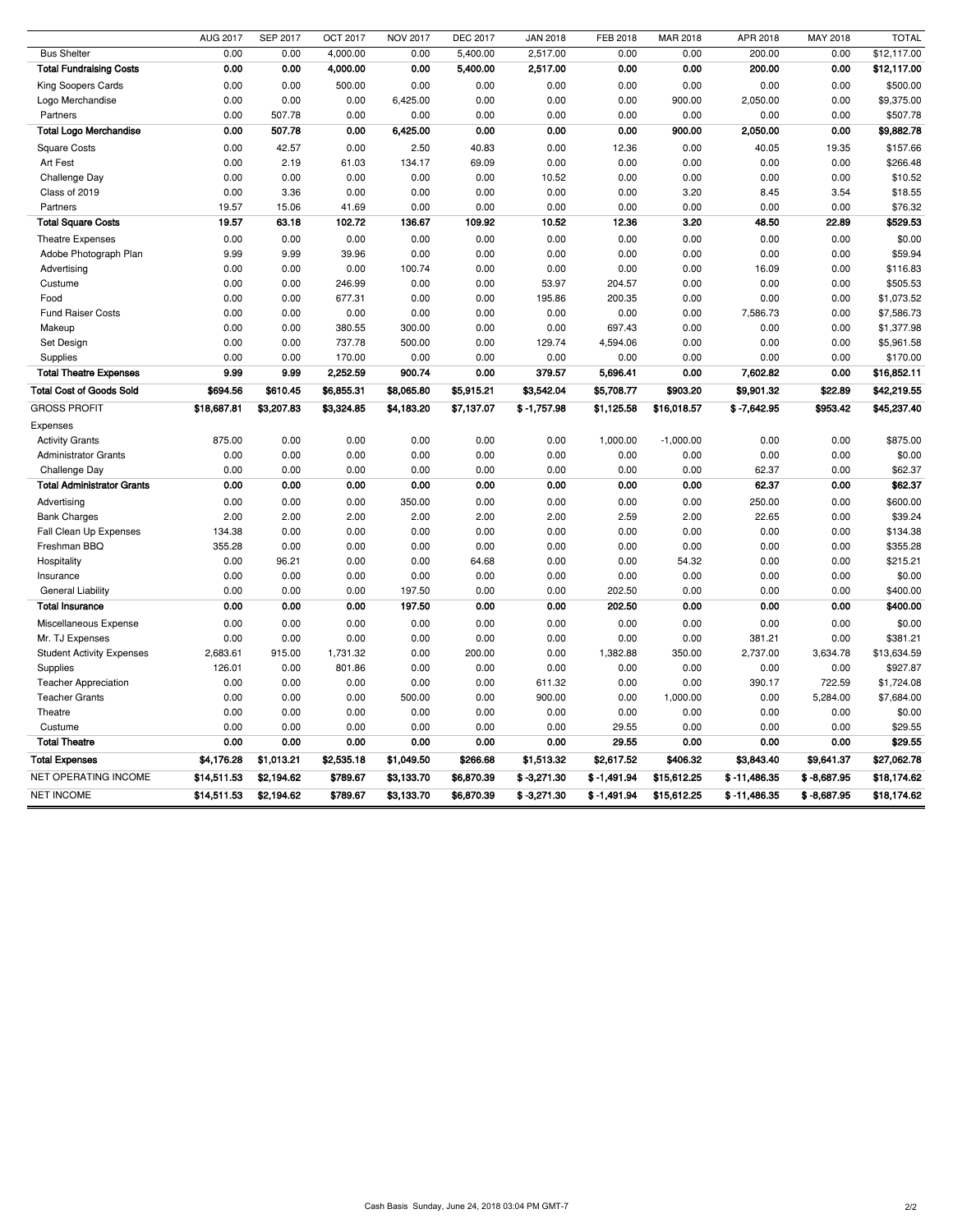| | AUG 2017 | SEP 2017 | OCT 2017 | NOV 2017 | DEC 2017 | JAN 2018 | FEB 2018 | MAR 2018 | APR 2018 | MAY 2018 | TOTAL |
|---|---|---|---|---|---|---|---|---|---|---|---|
| Bus Shelter | 0.00 | 0.00 | 4,000.00 | 0.00 | 5,400.00 | 2,517.00 | 0.00 | 0.00 | 200.00 | 0.00 | $12,117.00 |
| **Total Fundraising Costs** | **0.00** | **0.00** | **4,000.00** | **0.00** | **5,400.00** | **2,517.00** | **0.00** | **0.00** | **200.00** | **0.00** | **$12,117.00** |
| King Soopers Cards | 0.00 | 0.00 | 500.00 | 0.00 | 0.00 | 0.00 | 0.00 | 0.00 | 0.00 | 0.00 | $500.00 |
| Logo Merchandise | 0.00 | 0.00 | 0.00 | 6,425.00 | 0.00 | 0.00 | 0.00 | 900.00 | 2,050.00 | 0.00 | $9,375.00 |
| Partners | 0.00 | 507.78 | 0.00 | 0.00 | 0.00 | 0.00 | 0.00 | 0.00 | 0.00 | 0.00 | $507.78 |
| **Total Logo Merchandise** | **0.00** | **507.78** | **0.00** | **6,425.00** | **0.00** | **0.00** | **0.00** | **900.00** | **2,050.00** | **0.00** | **$9,882.78** |
| Square Costs | 0.00 | 42.57 | 0.00 | 2.50 | 40.83 | 0.00 | 12.36 | 0.00 | 40.05 | 19.35 | $157.66 |
| Art Fest | 0.00 | 2.19 | 61.03 | 134.17 | 69.09 | 0.00 | 0.00 | 0.00 | 0.00 | 0.00 | $266.48 |
| Challenge Day | 0.00 | 0.00 | 0.00 | 0.00 | 0.00 | 10.52 | 0.00 | 0.00 | 0.00 | 0.00 | $10.52 |
| Class of 2019 | 0.00 | 3.36 | 0.00 | 0.00 | 0.00 | 0.00 | 0.00 | 3.20 | 8.45 | 3.54 | $18.55 |
| Partners | 19.57 | 15.06 | 41.69 | 0.00 | 0.00 | 0.00 | 0.00 | 0.00 | 0.00 | 0.00 | $76.32 |
| **Total Square Costs** | **19.57** | **63.18** | **102.72** | **136.67** | **109.92** | **10.52** | **12.36** | **3.20** | **48.50** | **22.89** | **$529.53** |
| Theatre Expenses | 0.00 | 0.00 | 0.00 | 0.00 | 0.00 | 0.00 | 0.00 | 0.00 | 0.00 | 0.00 | $0.00 |
| Adobe Photograph Plan | 9.99 | 9.99 | 39.96 | 0.00 | 0.00 | 0.00 | 0.00 | 0.00 | 0.00 | 0.00 | $59.94 |
| Advertising | 0.00 | 0.00 | 0.00 | 100.74 | 0.00 | 0.00 | 0.00 | 0.00 | 16.09 | 0.00 | $116.83 |
| Custume | 0.00 | 0.00 | 246.99 | 0.00 | 0.00 | 53.97 | 204.57 | 0.00 | 0.00 | 0.00 | $505.53 |
| Food | 0.00 | 0.00 | 677.31 | 0.00 | 0.00 | 195.86 | 200.35 | 0.00 | 0.00 | 0.00 | $1,073.52 |
| Fund Raiser Costs | 0.00 | 0.00 | 0.00 | 0.00 | 0.00 | 0.00 | 0.00 | 0.00 | 7,586.73 | 0.00 | $7,586.73 |
| Makeup | 0.00 | 0.00 | 380.55 | 300.00 | 0.00 | 0.00 | 697.43 | 0.00 | 0.00 | 0.00 | $1,377.98 |
| Set Design | 0.00 | 0.00 | 737.78 | 500.00 | 0.00 | 129.74 | 4,594.06 | 0.00 | 0.00 | 0.00 | $5,961.58 |
| Supplies | 0.00 | 0.00 | 170.00 | 0.00 | 0.00 | 0.00 | 0.00 | 0.00 | 0.00 | 0.00 | $170.00 |
| **Total Theatre Expenses** | **9.99** | **9.99** | **2,252.59** | **900.74** | **0.00** | **379.57** | **5,696.41** | **0.00** | **7,602.82** | **0.00** | **$16,852.11** |
| **Total Cost of Goods Sold** | **$694.56** | **$610.45** | **$6,855.31** | **$8,065.80** | **$5,915.21** | **$3,542.04** | **$5,708.77** | **$903.20** | **$9,901.32** | **$22.89** | **$42,219.55** |
| GROSS PROFIT | **$18,687.81** | **$3,207.83** | **$3,324.85** | **$4,183.20** | **$7,137.07** | **$ -1,757.98** | **$1,125.58** | **$16,018.57** | **$ -7,642.95** | **$953.42** | **$45,237.40** |
| Expenses | | | | | | | | | | | |
| Activity Grants | 875.00 | 0.00 | 0.00 | 0.00 | 0.00 | 0.00 | 1,000.00 | -1,000.00 | 0.00 | 0.00 | $875.00 |
| Administrator Grants | 0.00 | 0.00 | 0.00 | 0.00 | 0.00 | 0.00 | 0.00 | 0.00 | 0.00 | 0.00 | $0.00 |
| Challenge Day | 0.00 | 0.00 | 0.00 | 0.00 | 0.00 | 0.00 | 0.00 | 0.00 | 62.37 | 0.00 | $62.37 |
| **Total Administrator Grants** | **0.00** | **0.00** | **0.00** | **0.00** | **0.00** | **0.00** | **0.00** | **0.00** | **62.37** | **0.00** | **$62.37** |
| Advertising | 0.00 | 0.00 | 0.00 | 350.00 | 0.00 | 0.00 | 0.00 | 0.00 | 250.00 | 0.00 | $600.00 |
| Bank Charges | 2.00 | 2.00 | 2.00 | 2.00 | 2.00 | 2.00 | 2.59 | 2.00 | 22.65 | 0.00 | $39.24 |
| Fall Clean Up Expenses | 134.38 | 0.00 | 0.00 | 0.00 | 0.00 | 0.00 | 0.00 | 0.00 | 0.00 | 0.00 | $134.38 |
| Freshman BBQ | 355.28 | 0.00 | 0.00 | 0.00 | 0.00 | 0.00 | 0.00 | 0.00 | 0.00 | 0.00 | $355.28 |
| Hospitality | 0.00 | 96.21 | 0.00 | 0.00 | 64.68 | 0.00 | 0.00 | 54.32 | 0.00 | 0.00 | $215.21 |
| Insurance | 0.00 | 0.00 | 0.00 | 0.00 | 0.00 | 0.00 | 0.00 | 0.00 | 0.00 | 0.00 | $0.00 |
| General Liability | 0.00 | 0.00 | 0.00 | 197.50 | 0.00 | 0.00 | 202.50 | 0.00 | 0.00 | 0.00 | $400.00 |
| **Total Insurance** | **0.00** | **0.00** | **0.00** | **197.50** | **0.00** | **0.00** | **202.50** | **0.00** | **0.00** | **0.00** | **$400.00** |
| Miscellaneous Expense | 0.00 | 0.00 | 0.00 | 0.00 | 0.00 | 0.00 | 0.00 | 0.00 | 0.00 | 0.00 | $0.00 |
| Mr. TJ Expenses | 0.00 | 0.00 | 0.00 | 0.00 | 0.00 | 0.00 | 0.00 | 0.00 | 381.21 | 0.00 | $381.21 |
| Student Activity Expenses | 2,683.61 | 915.00 | 1,731.32 | 0.00 | 200.00 | 0.00 | 1,382.88 | 350.00 | 2,737.00 | 3,634.78 | $13,634.59 |
| Supplies | 126.01 | 0.00 | 801.86 | 0.00 | 0.00 | 0.00 | 0.00 | 0.00 | 0.00 | 0.00 | $927.87 |
| Teacher Appreciation | 0.00 | 0.00 | 0.00 | 0.00 | 0.00 | 611.32 | 0.00 | 0.00 | 390.17 | 722.59 | $1,724.08 |
| Teacher Grants | 0.00 | 0.00 | 0.00 | 500.00 | 0.00 | 900.00 | 0.00 | 1,000.00 | 0.00 | 5,284.00 | $7,684.00 |
| Theatre | 0.00 | 0.00 | 0.00 | 0.00 | 0.00 | 0.00 | 0.00 | 0.00 | 0.00 | 0.00 | $0.00 |
| Custume | 0.00 | 0.00 | 0.00 | 0.00 | 0.00 | 0.00 | 29.55 | 0.00 | 0.00 | 0.00 | $29.55 |
| **Total Theatre** | **0.00** | **0.00** | **0.00** | **0.00** | **0.00** | **0.00** | **29.55** | **0.00** | **0.00** | **0.00** | **$29.55** |
| **Total Expenses** | **$4,176.28** | **$1,013.21** | **$2,535.18** | **$1,049.50** | **$266.68** | **$1,513.32** | **$2,617.52** | **$406.32** | **$3,843.40** | **$9,641.37** | **$27,062.78** |
| NET OPERATING INCOME | **$14,511.53** | **$2,194.62** | **$789.67** | **$3,133.70** | **$6,870.39** | **$ -3,271.30** | **$ -1,491.94** | **$15,612.25** | **$ -11,486.35** | **$ -8,687.95** | **$18,174.62** |
| NET INCOME | **$14,511.53** | **$2,194.62** | **$789.67** | **$3,133.70** | **$6,870.39** | **$ -3,271.30** | **$ -1,491.94** | **$15,612.25** | **$ -11,486.35** | **$ -8,687.95** | **$18,174.62** |

Cash Basis Sunday, June 24, 2018 03:04 PM GMT-7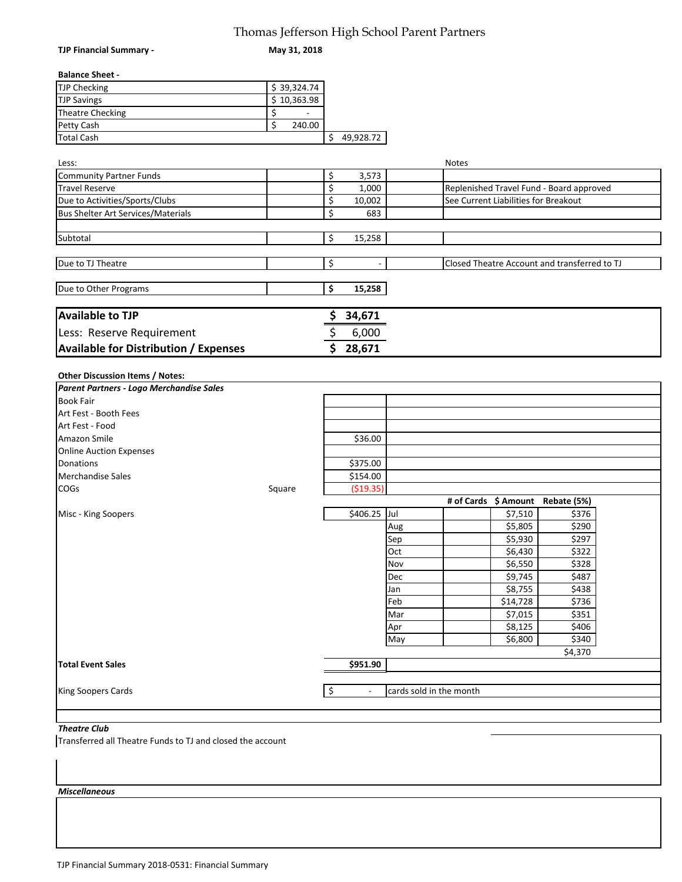# Thomas Jefferson High School Parent Partners

**TJP Financial Summary -** **May 31, 2018**

**Balance Sheet -**

| | | |
|---|---|---|
| TJP Checking | $ 39,324.74 | |
| TJP Savings | $ 10,363.98 | |
| Theatre Checking | $ - | |
| Petty Cash | $ 240.00 | |
| Total Cash | | $ 49,928.72 |

| Less: | | | | Notes |
|---|---|---|---|---|
| Community Partner Funds | | $ 3,573 | | |
| Travel Reserve | | $ 1,000 | | Replenished Travel Fund - Board approved |
| Due to Activities/Sports/Clubs | | $ 10,002 | | See Current Liabilities for Breakout |
| Bus Shelter Art Services/Materials | | $ 683 | | |
| Subtotal | | $ 15,258 | | |
| Due to TJ Theatre | | $ - | | Closed Theatre Account and transferred to TJ |
| Due to Other Programs | | **$ 15,258** | | |

| | |
|---|---|
| **Available to TJP** | **$ 34,671** |
| Less: Reserve Requirement | $ 6,000 |
| **Available for Distribution / Expenses** | **$ 28,671** |

**Other Discussion Items / Notes:**

| | | | | | | |
|---|---|---|---|---|---|---|
| ***Parent Partners - Logo Merchandise Sales*** | | | | | | |
| Book Fair | | | | | | |
| Art Fest - Booth Fees | | | | | | |
| Art Fest - Food | | | | | | |
| Amazon Smile | | $36.00 | | | | |
| Online Auction Expenses | | | | | | |
| Donations | | $375.00 | | | | |
| Merchandise Sales | | $154.00 | | | | |
| COGs | Square | ($19.35) | | | | |
| | | | | # of Cards | $ Amount | Rebate (5%) |
| Misc - King Soopers | | $406.25 | Jul | | $7,510 | $376 |
| | | | Aug | | $5,805 | $290 |
| | | | Sep | | $5,930 | $297 |
| | | | Oct | | $6,430 | $322 |
| | | | Nov | | $6,550 | $328 |
| | | | Dec | | $9,745 | $487 |
| | | | Jan | | $8,755 | $438 |
| | | | Feb | | $14,728 | $736 |
| | | | Mar | | $7,015 | $351 |
| | | | Apr | | $8,125 | $406 |
| | | | May | | $6,800 | $340 |
| | | | | | | $4,370 |
| **Total Event Sales** | | **$951.90** | | | | |
| King Soopers Cards | | $ - | cards sold in the month | | | |

***Theatre Club***

Transferred all Theatre Funds to TJ and closed the account

***Miscellaneous***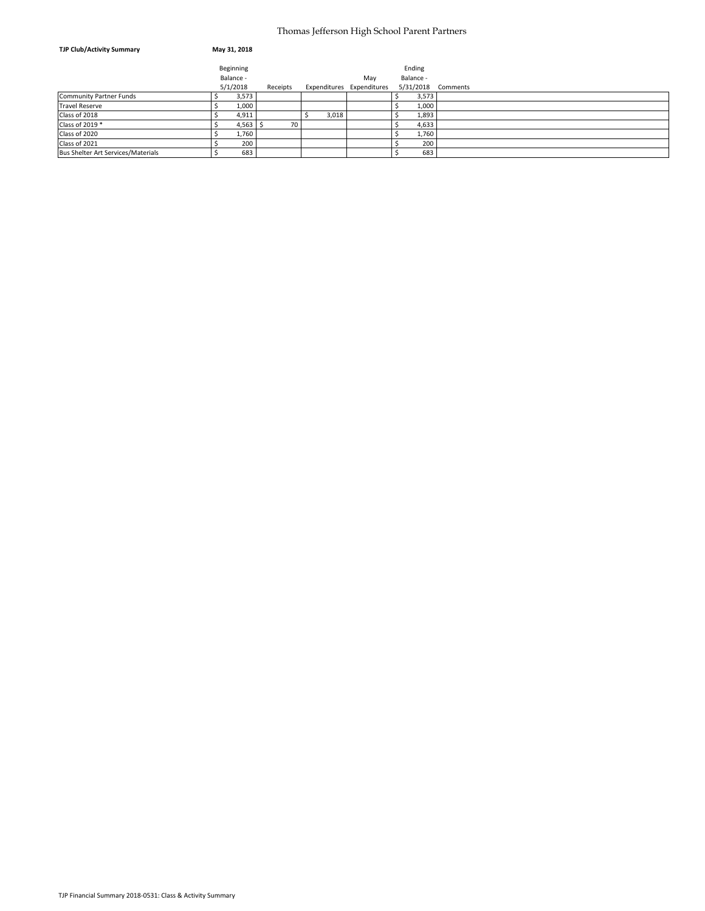# Thomas Jefferson High School Parent Partners

**TJP Club/Activity Summary** **May 31, 2018**

| | Beginning Balance - 5/1/2018 | Receipts | Expenditures | May Expenditures | Ending Balance - 5/31/2018 | Comments |
|---|---|---|---|---|---|---|
| Community Partner Funds | $ 3,573 | | | | $ 3,573 | |
| Travel Reserve | $ 1,000 | | | | $ 1,000 | |
| Class of 2018 | $ 4,911 | | $ 3,018 | | $ 1,893 | |
| Class of 2019 * | $ 4,563 | $ 70 | | | $ 4,633 | |
| Class of 2020 | $ 1,760 | | | | $ 1,760 | |
| Class of 2021 | $ 200 | | | | $ 200 | |
| Bus Shelter Art Services/Materials | $ 683 | | | | $ 683 | |

TJP Financial Summary 2018-0531: Class & Activity Summary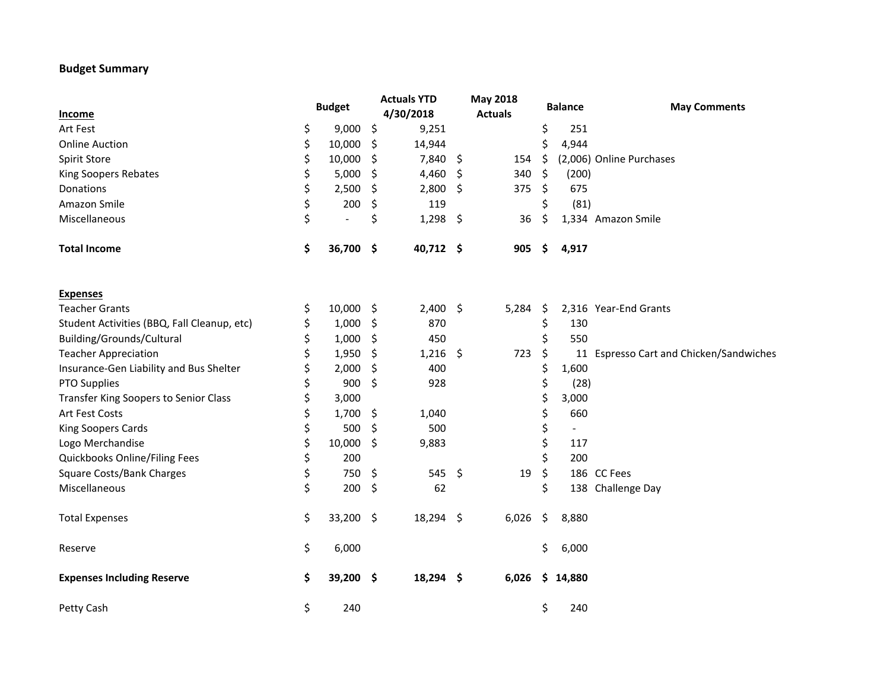**Budget Summary**

| Income | Budget | Actuals YTD 4/30/2018 | May 2018 Actuals | Balance | May Comments |
|---|---|---|---|---|---|
| Art Fest | $ 9,000 | $ 9,251 | | $ 251 | |
| Online Auction | $ 10,000 | $ 14,944 | | $ 4,944 | |
| Spirit Store | $ 10,000 | $ 7,840 | $ 154 | $ (2,006) | Online Purchases |
| King Soopers Rebates | $ 5,000 | $ 4,460 | $ 340 | $ (200) | |
| Donations | $ 2,500 | $ 2,800 | $ 375 | $ 675 | |
| Amazon Smile | $ 200 | $ 119 | | $ (81) | |
| Miscellaneous | $ - | $ 1,298 | $ 36 | $ 1,334 | Amazon Smile |
| **Total Income** | **$ 36,700** | **$ 40,712** | **$ 905** | **$ 4,917** | |
| | | | | | |
| **Expenses** | | | | | |
| Teacher Grants | $ 10,000 | $ 2,400 | $ 5,284 | $ 2,316 | Year-End Grants |
| Student Activities (BBQ, Fall Cleanup, etc) | $ 1,000 | $ 870 | | $ 130 | |
| Building/Grounds/Cultural | $ 1,000 | $ 450 | | $ 550 | |
| Teacher Appreciation | $ 1,950 | $ 1,216 | $ 723 | $ 11 | Espresso Cart and Chicken/Sandwiches |
| Insurance-Gen Liability and Bus Shelter | $ 2,000 | $ 400 | | $ 1,600 | |
| PTO Supplies | $ 900 | $ 928 | | $ (28) | |
| Transfer King Soopers to Senior Class | $ 3,000 | | | $ 3,000 | |
| Art Fest Costs | $ 1,700 | $ 1,040 | | $ 660 | |
| King Soopers Cards | $ 500 | $ 500 | | $ - | |
| Logo Merchandise | $ 10,000 | $ 9,883 | | $ 117 | |
| Quickbooks Online/Filing Fees | $ 200 | | | $ 200 | |
| Square Costs/Bank Charges | $ 750 | $ 545 | $ 19 | $ 186 | CC Fees |
| Miscellaneous | $ 200 | $ 62 | | $ 138 | Challenge Day |
| Total Expenses | $ 33,200 | $ 18,294 | $ 6,026 | $ 8,880 | |
| Reserve | $ 6,000 | | | $ 6,000 | |
| **Expenses Including Reserve** | **$ 39,200** | **$ 18,294** | **$ 6,026** | **$ 14,880** | |
| Petty Cash | $ 240 | | | $ 240 | |